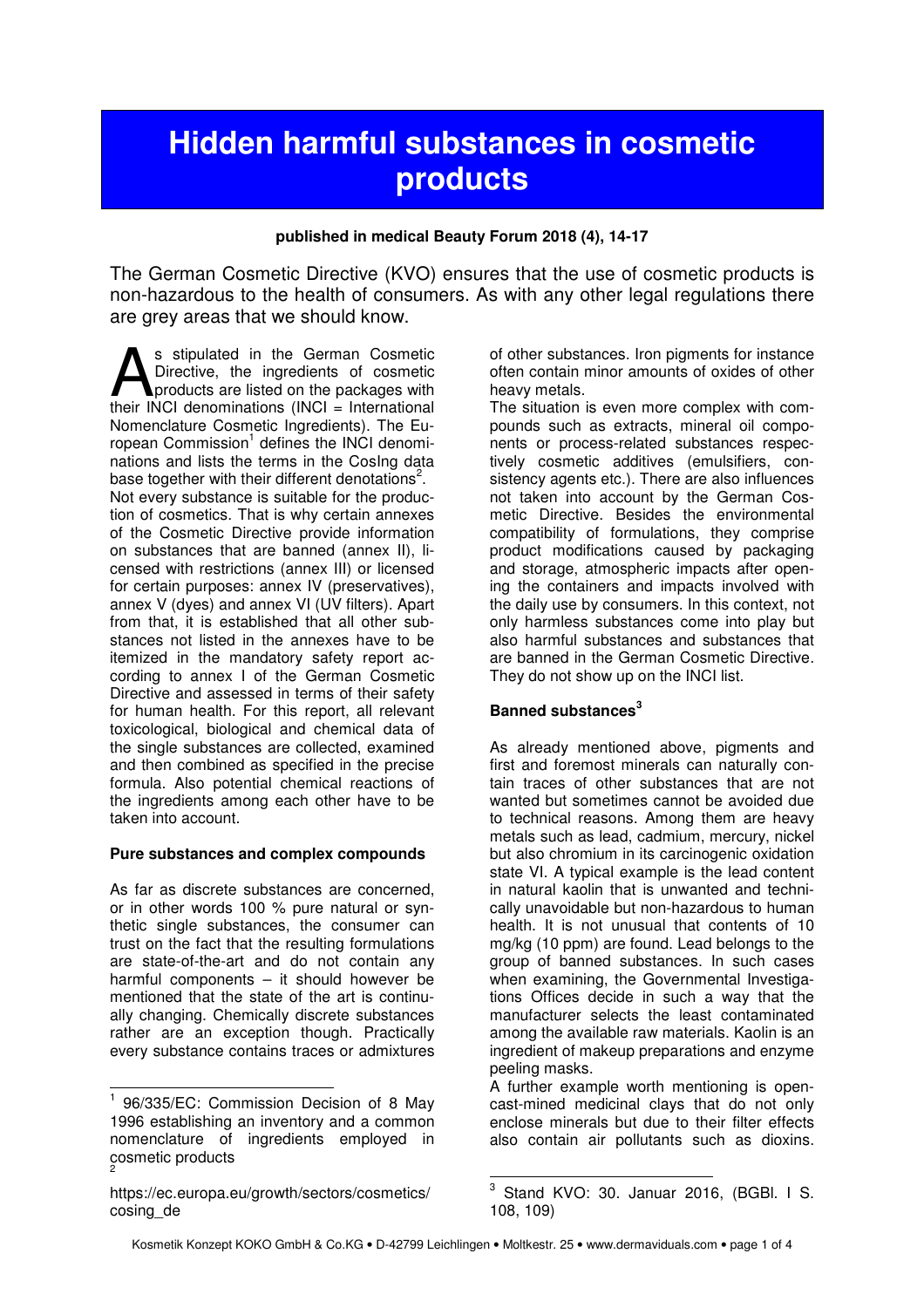# Hidden harmful substances in cosmetic products

**published in medical Beauty Forum 2018 (4), 14-17**

The German Cosmetic Directive (KVO) ensures that the use of cosmetic products is non-hazardous to the health of consumers. As with any other legal regulations there are grey areas that we should know.

As stipulated in the German Cosmetic Directive, the ingredients of cosmetic products are listed on the packages with their INCI denominations (INCI = International Nomenclature Cosmetic Ingredients). The European Commission[1] defines the INCI denominations and lists the terms in the CosIng data base together with their different denotations[2].

Not every substance is suitable for the production of cosmetics. That is why certain annexes of the Cosmetic Directive provide information on substances that are banned (annex II), licensed with restrictions (annex III) or licensed for certain purposes: annex IV (preservatives), annex V (dyes) and annex VI (UV filters). Apart from that, it is established that all other substances not listed in the annexes have to be itemized in the mandatory safety report according to annex I of the German Cosmetic Directive and assessed in terms of their safety for human health. For this report, all relevant toxicological, biological and chemical data of the single substances are collected, examined and then combined as specified in the precise formula. Also potential chemical reactions of the ingredients among each other have to be taken into account.

**Pure substances and complex compounds**

As far as discrete substances are concerned, or in other words 100 % pure natural or synthetic single substances, the consumer can trust on the fact that the resulting formulations are state-of-the-art and do not contain any harmful components – it should however be mentioned that the state of the art is continually changing. Chemically discrete substances rather are an exception though. Practically every substance contains traces or admixtures of other substances. Iron pigments for instance often contain minor amounts of oxides of other heavy metals.

The situation is even more complex with compounds such as extracts, mineral oil components or process-related substances respectively cosmetic additives (emulsifiers, consistency agents etc.). There are also influences not taken into account by the German Cosmetic Directive. Besides the environmental compatibility of formulations, they comprise product modifications caused by packaging and storage, atmospheric impacts after opening the containers and impacts involved with the daily use by consumers. In this context, not only harmless substances come into play but also harmful substances and substances that are banned in the German Cosmetic Directive. They do not show up on the INCI list.

**Banned substances[3]**

As already mentioned above, pigments and first and foremost minerals can naturally contain traces of other substances that are not wanted but sometimes cannot be avoided due to technical reasons. Among them are heavy metals such as lead, cadmium, mercury, nickel but also chromium in its carcinogenic oxidation state VI. A typical example is the lead content in natural kaolin that is unwanted and technically unavoidable but non-hazardous to human health. It is not unusual that contents of 10 mg/kg (10 ppm) are found. Lead belongs to the group of banned substances. In such cases when examining, the Governmental Investigations Offices decide in such a way that the manufacturer selects the least contaminated among the available raw materials. Kaolin is an ingredient of makeup preparations and enzyme peeling masks.

A further example worth mentioning is open-cast-mined medicinal clays that do not only enclose minerals but due to their filter effects also contain air pollutants such as dioxins.

---

[1] 96/335/EC: Commission Decision of 8 May 1996 establishing an inventory and a common nomenclature of ingredients employed in cosmetic products

[2] https://ec.europa.eu/growth/sectors/cosmetics/cosing_de

[3] Stand KVO: 30. Januar 2016, (BGBl. I S. 108, 109)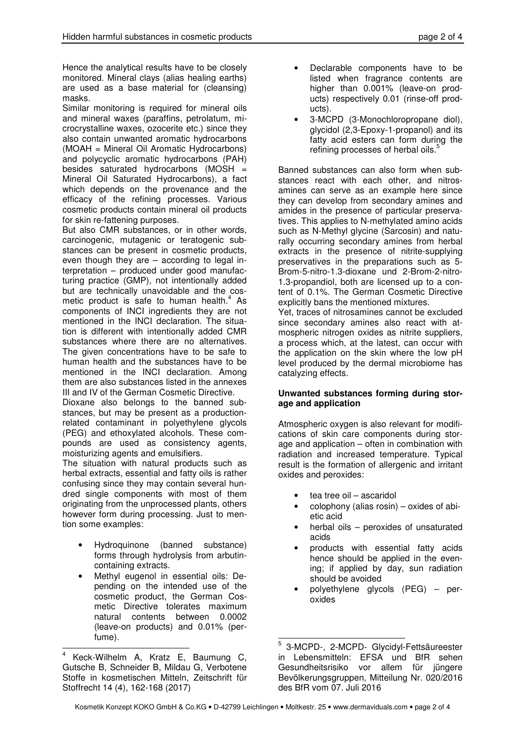Hence the analytical results have to be closely monitored. Mineral clays (alias healing earths) are used as a base material for (cleansing) masks.

Similar monitoring is required for mineral oils and mineral waxes (paraffins, petrolatum, microcrystalline waxes, ozocerite etc.) since they also contain unwanted aromatic hydrocarbons (MOAH = Mineral Oil Aromatic Hydrocarbons) and polycyclic aromatic hydrocarbons (PAH) besides saturated hydrocarbons (MOSH = Mineral Oil Saturated Hydrocarbons), a fact which depends on the provenance and the efficacy of the refining processes. Various cosmetic products contain mineral oil products for skin re-fattening purposes.

But also CMR substances, or in other words, carcinogenic, mutagenic or teratogenic substances can be present in cosmetic products, even though they are – according to legal interpretation – produced under good manufacturing practice (GMP), not intentionally added but are technically unavoidable and the cosmetic product is safe to human health.[4] As components of INCI ingredients they are not mentioned in the INCI declaration. The situation is different with intentionally added CMR substances where there are no alternatives. The given concentrations have to be safe to human health and the substances have to be mentioned in the INCI declaration. Among them are also substances listed in the annexes III and IV of the German Cosmetic Directive.

Dioxane also belongs to the banned substances, but may be present as a production-related contaminant in polyethylene glycols (PEG) and ethoxylated alcohols. These compounds are used as consistency agents, moisturizing agents and emulsifiers.

The situation with natural products such as herbal extracts, essential and fatty oils is rather confusing since they may contain several hundred single components with most of them originating from the unprocessed plants, others however form during processing. Just to mention some examples:

- Hydroquinone (banned substance) forms through hydrolysis from arbutin-containing extracts.
- Methyl eugenol in essential oils: Depending on the intended use of the cosmetic product, the German Cosmetic Directive tolerates maximum natural contents between 0.0002 (leave-on products) and 0.01% (perfume).
- Declarable components have to be listed when fragrance contents are higher than 0.001% (leave-on products) respectively 0.01 (rinse-off products).
- 3-MCPD (3-Monochloropropane diol), glycidol (2,3-Epoxy-1-propanol) and its fatty acid esters can form during the refining processes of herbal oils.[5]

Banned substances can also form when substances react with each other, and nitrosamines can serve as an example here since they can develop from secondary amines and amides in the presence of particular preservatives. This applies to N-methylated amino acids such as N-Methyl glycine (Sarcosin) and naturally occurring secondary amines from herbal extracts in the presence of nitrite-supplying preservatives in the preparations such as 5-Brom-5-nitro-1.3-dioxane und 2-Brom-2-nitro-1.3-propandiol, both are licensed up to a content of 0.1%. The German Cosmetic Directive explicitly bans the mentioned mixtures.

Yet, traces of nitrosamines cannot be excluded since secondary amines also react with atmospheric nitrogen oxides as nitrite suppliers, a process which, at the latest, can occur with the application on the skin where the low pH level produced by the dermal microbiome has catalyzing effects.

## Unwanted substances forming during storage and application

Atmospheric oxygen is also relevant for modifications of skin care components during storage and application – often in combination with radiation and increased temperature. Typical result is the formation of allergenic and irritant oxides and peroxides:

- tea tree oil – ascaridol
- colophony (alias rosin) – oxides of abietic acid
- herbal oils – peroxides of unsaturated acids
- products with essential fatty acids hence should be applied in the evening; if applied by day, sun radiation should be avoided
- polyethylene glycols (PEG) – peroxides

---

[4] Keck-Wilhelm A, Kratz E, Baumung C, Gutsche B, Schneider B, Mildau G, Verbotene Stoffe in kosmetischen Mitteln, Zeitschrift für Stoffrecht 14 (4), 162-168 (2017)

[5] 3-MCPD-, 2-MCPD- Glycidyl-Fettsäureester in Lebensmitteln: EFSA und BfR sehen Gesundheitsrisiko vor allem für jüngere Bevölkerungsgruppen, Mitteilung Nr. 020/2016 des BfR vom 07. Juli 2016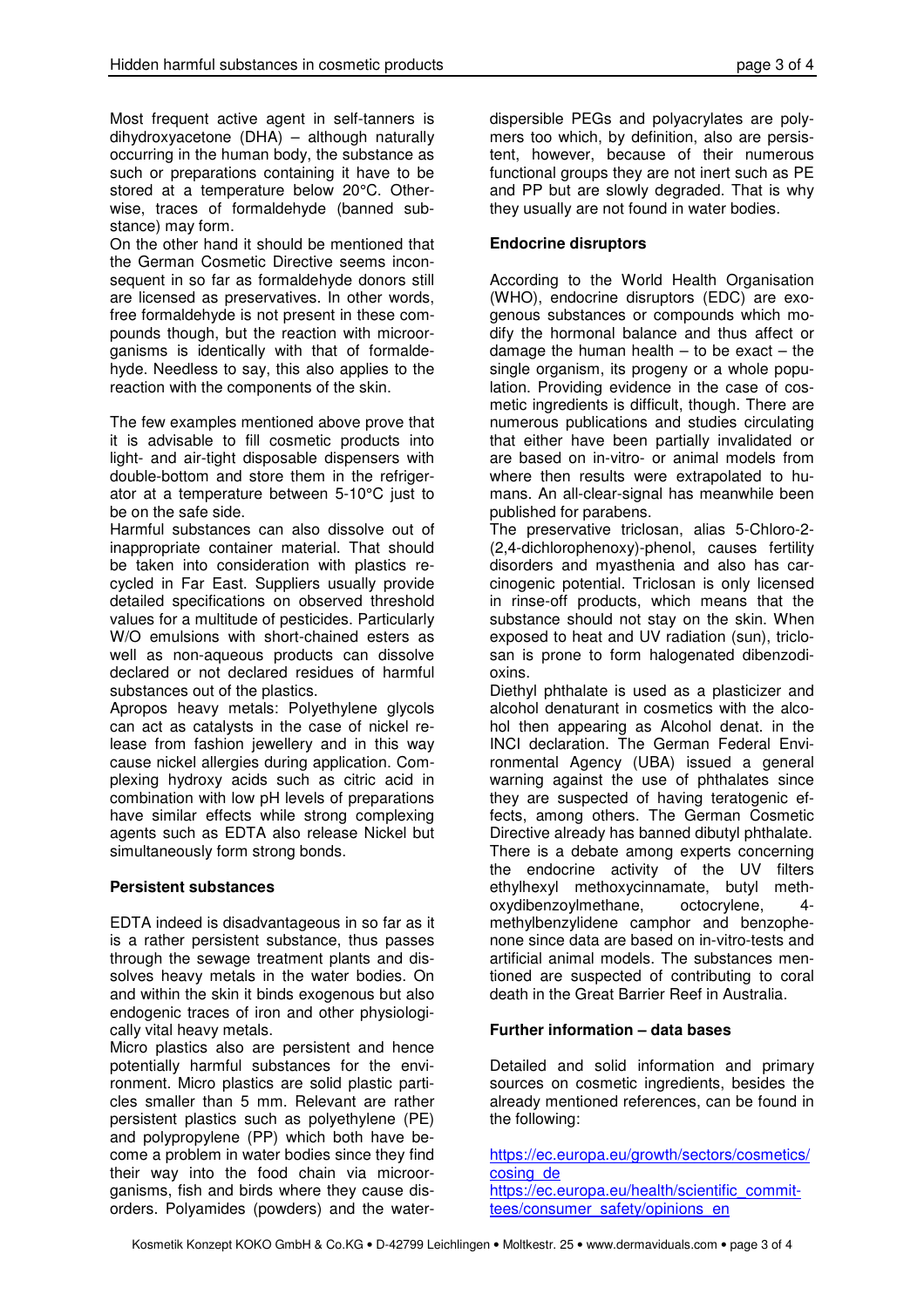Most frequent active agent in self-tanners is dihydroxyacetone (DHA) – although naturally occurring in the human body, the substance as such or preparations containing it have to be stored at a temperature below 20°C. Otherwise, traces of formaldehyde (banned substance) may form.
On the other hand it should be mentioned that the German Cosmetic Directive seems inconsequent in so far as formaldehyde donors still are licensed as preservatives. In other words, free formaldehyde is not present in these compounds though, but the reaction with microorganisms is identically with that of formaldehyde. Needless to say, this also applies to the reaction with the components of the skin.

The few examples mentioned above prove that it is advisable to fill cosmetic products into light- and air-tight disposable dispensers with double-bottom and store them in the refrigerator at a temperature between 5-10°C just to be on the safe side.
Harmful substances can also dissolve out of inappropriate container material. That should be taken into consideration with plastics recycled in Far East. Suppliers usually provide detailed specifications on observed threshold values for a multitude of pesticides. Particularly W/O emulsions with short-chained esters as well as non-aqueous products can dissolve declared or not declared residues of harmful substances out of the plastics.
Apropos heavy metals: Polyethylene glycols can act as catalysts in the case of nickel release from fashion jewellery and in this way cause nickel allergies during application. Complexing hydroxy acids such as citric acid in combination with low pH levels of preparations have similar effects while strong complexing agents such as EDTA also release Nickel but simultaneously form strong bonds.

## Persistent substances

EDTA indeed is disadvantageous in so far as it is a rather persistent substance, thus passes through the sewage treatment plants and dissolves heavy metals in the water bodies. On and within the skin it binds exogenous but also endogenic traces of iron and other physiologically vital heavy metals.
Micro plastics also are persistent and hence potentially harmful substances for the environment. Micro plastics are solid plastic particles smaller than 5 mm. Relevant are rather persistent plastics such as polyethylene (PE) and polypropylene (PP) which both have become a problem in water bodies since they find their way into the food chain via microorganisms, fish and birds where they cause disorders. Polyamides (powders) and the water-dispersible PEGs and polyacrylates are polymers too which, by definition, also are persistent, however, because of their numerous functional groups they are not inert such as PE and PP but are slowly degraded. That is why they usually are not found in water bodies.

## Endocrine disruptors

According to the World Health Organisation (WHO), endocrine disruptors (EDC) are exogenous substances or compounds which modify the hormonal balance and thus affect or damage the human health – to be exact – the single organism, its progeny or a whole population. Providing evidence in the case of cosmetic ingredients is difficult, though. There are numerous publications and studies circulating that either have been partially invalidated or are based on in-vitro- or animal models from where then results were extrapolated to humans. An all-clear-signal has meanwhile been published for parabens.
The preservative triclosan, alias 5-Chloro-2-(2,4-dichlorophenoxy)-phenol, causes fertility disorders and myasthenia and also has carcinogenic potential. Triclosan is only licensed in rinse-off products, which means that the substance should not stay on the skin. When exposed to heat and UV radiation (sun), triclosan is prone to form halogenated dibenzodioxins.
Diethyl phthalate is used as a plasticizer and alcohol denaturant in cosmetics with the alcohol then appearing as Alcohol denat. in the INCI declaration. The German Federal Environmental Agency (UBA) issued a general warning against the use of phthalates since they are suspected of having teratogenic effects, among others. The German Cosmetic Directive already has banned dibutyl phthalate. There is a debate among experts concerning the endocrine activity of the UV filters ethylhexyl methoxycinnamate, butyl methoxydibenzoylmethane, octocrylene, 4-methylbenzylidene camphor and benzophenone since data are based on in-vitro-tests and artificial animal models. The substances mentioned are suspected of contributing to coral death in the Great Barrier Reef in Australia.

## Further information – data bases

Detailed and solid information and primary sources on cosmetic ingredients, besides the already mentioned references, can be found in the following:

https://ec.europa.eu/growth/sectors/cosmetics/cosing_de
https://ec.europa.eu/health/scientific_committees/consumer_safety/opinions_en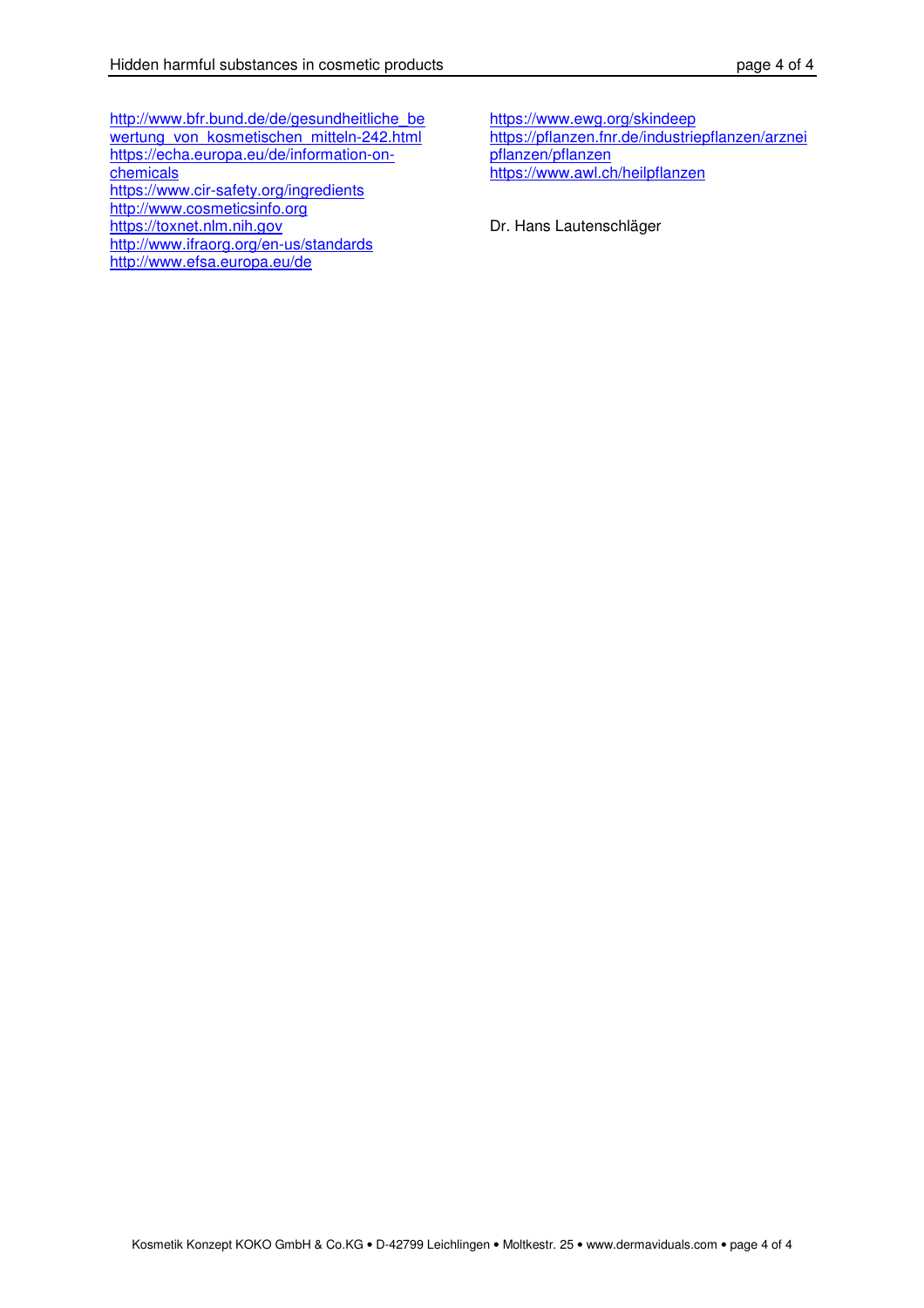http://www.bfr.bund.de/de/gesundheitliche_bewertung_von_kosmetischen_mitteln-242.html
https://echa.europa.eu/de/information-on-chemicals
https://www.cir-safety.org/ingredients
http://www.cosmeticsinfo.org
https://toxnet.nlm.nih.gov
http://www.ifraorg.org/en-us/standards
http://www.efsa.europa.eu/de
https://www.ewg.org/skindeep
https://pflanzen.fnr.de/industriepflanzen/arzneipflanzen/pflanzen
https://www.awl.ch/heilpflanzen

Dr. Hans Lautenschläger